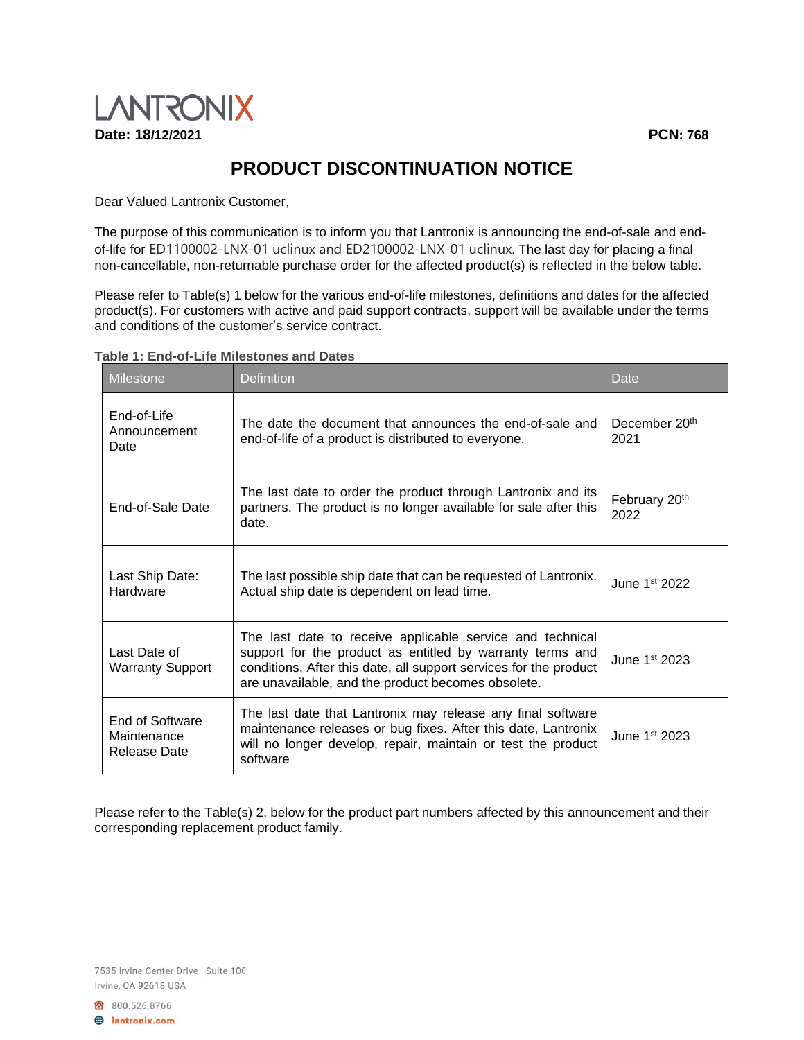LANTRONIX

**Date: 18/12/2021** **PCN: 768**

# PRODUCT DISCONTINUATION NOTICE

Dear Valued Lantronix Customer,

The purpose of this communication is to inform you that Lantronix is announcing the end-of-sale and end-of-life for ED1100002-LNX-01 uclinux and ED2100002-LNX-01 uclinux. The last day for placing a final non-cancellable, non-returnable purchase order for the affected product(s) is reflected in the below table.

Please refer to Table(s) 1 below for the various end-of-life milestones, definitions and dates for the affected product(s). For customers with active and paid support contracts, support will be available under the terms and conditions of the customer's service contract.

**Table 1: End-of-Life Milestones and Dates**

| Milestone | Definition | Date |
|---|---|---|
| End-of-Life Announcement Date | The date the document that announces the end-of-sale and end-of-life of a product is distributed to everyone. | December 20th 2021 |
| End-of-Sale Date | The last date to order the product through Lantronix and its partners. The product is no longer available for sale after this date. | February 20th 2022 |
| Last Ship Date: Hardware | The last possible ship date that can be requested of Lantronix. Actual ship date is dependent on lead time. | June 1st 2022 |
| Last Date of Warranty Support | The last date to receive applicable service and technical support for the product as entitled by warranty terms and conditions. After this date, all support services for the product are unavailable, and the product becomes obsolete. | June 1st 2023 |
| End of Software Maintenance Release Date | The last date that Lantronix may release any final software maintenance releases or bug fixes. After this date, Lantronix will no longer develop, repair, maintain or test the product software | June 1st 2023 |

Please refer to the Table(s) 2, below for the product part numbers affected by this announcement and their corresponding replacement product family.

7535 Irvine Center Drive | Suite 100
Irvine, CA 92618 USA

800.526.8766
lantronix.com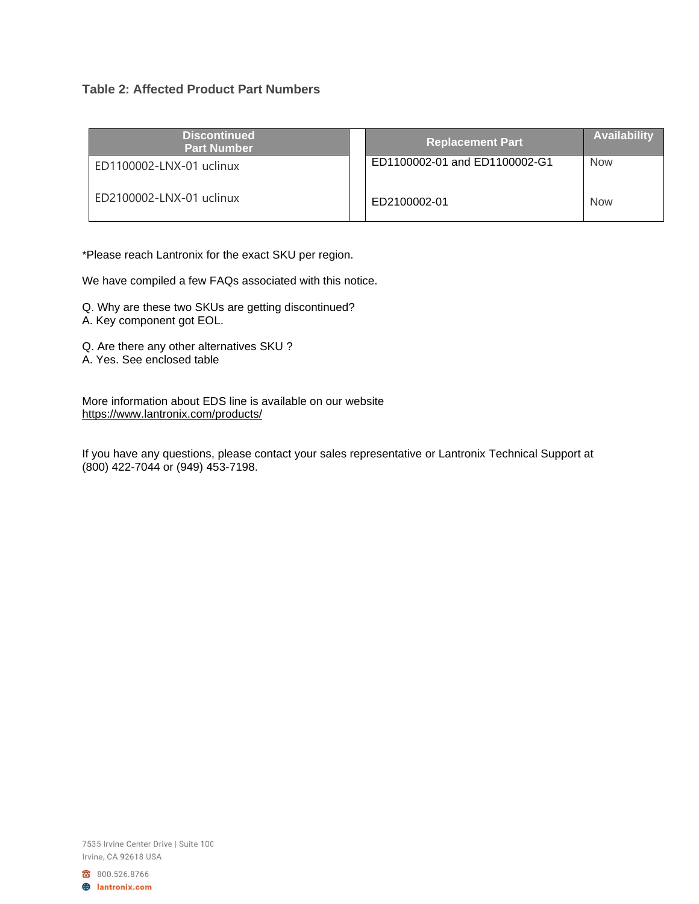**Table 2: Affected Product Part Numbers**

| Discontinued Part Number | Replacement Part | Availability |
|---|---|---|
| ED1100002-LNX-01 uclinux | ED1100002-01 and ED1100002-G1 | Now |
| ED2100002-LNX-01 uclinux | ED2100002-01 | Now |

*Please reach Lantronix for the exact SKU per region.

We have compiled a few FAQs associated with this notice.

Q. Why are these two SKUs are getting discontinued?
A. Key component got EOL.

Q. Are there any other alternatives SKU ?
A. Yes. See enclosed table

More information about EDS line is available on our website
https://www.lantronix.com/products/

If you have any questions, please contact your sales representative or Lantronix Technical Support at (800) 422-7044 or (949) 453-7198.